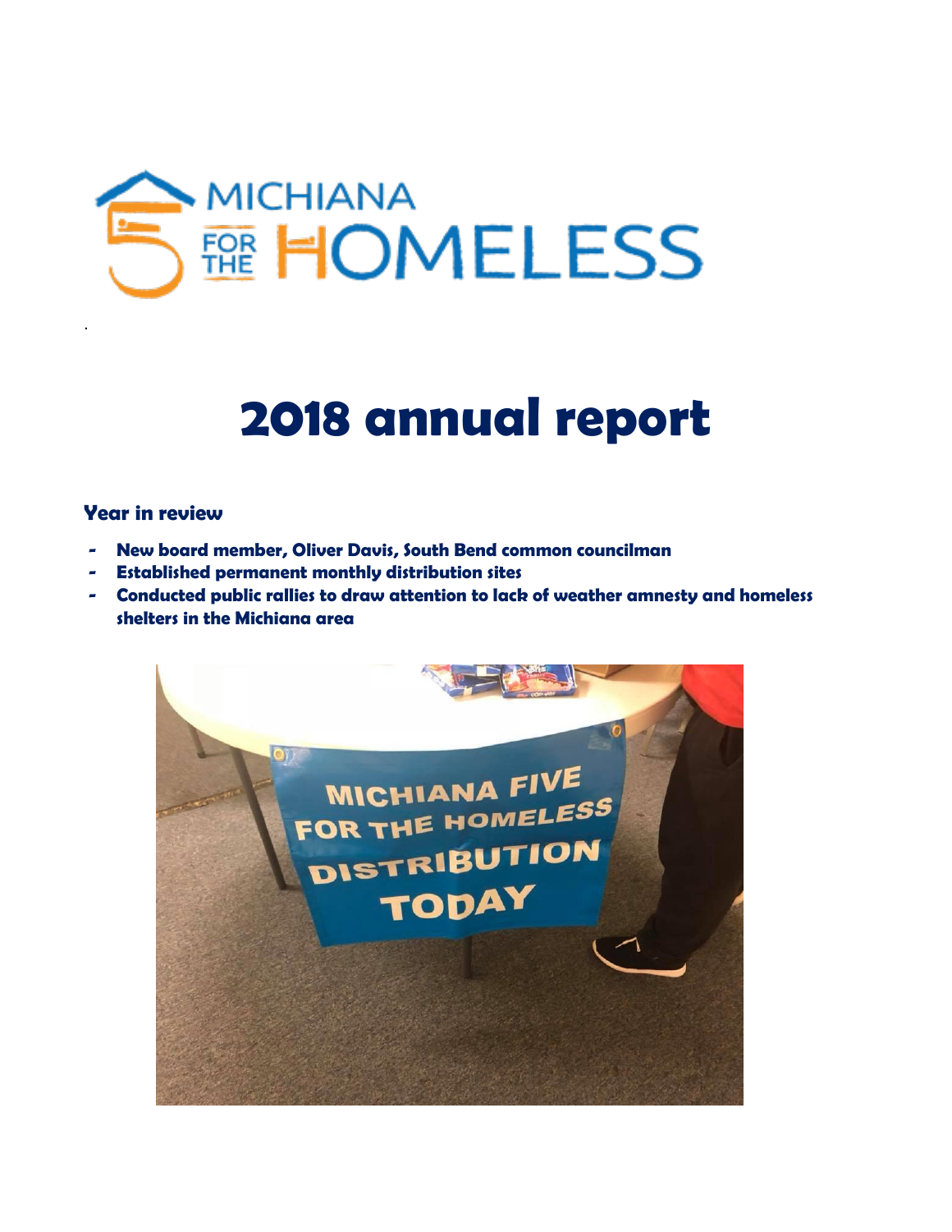# 2018 annual report

### Year in review

- New board member, Oliver Davis, South Bend common councilman
- Established permanent monthly distribution sites
- Conducted public rallies to draw attention to lack of weather amnesty and homeless shelters in the Michiana area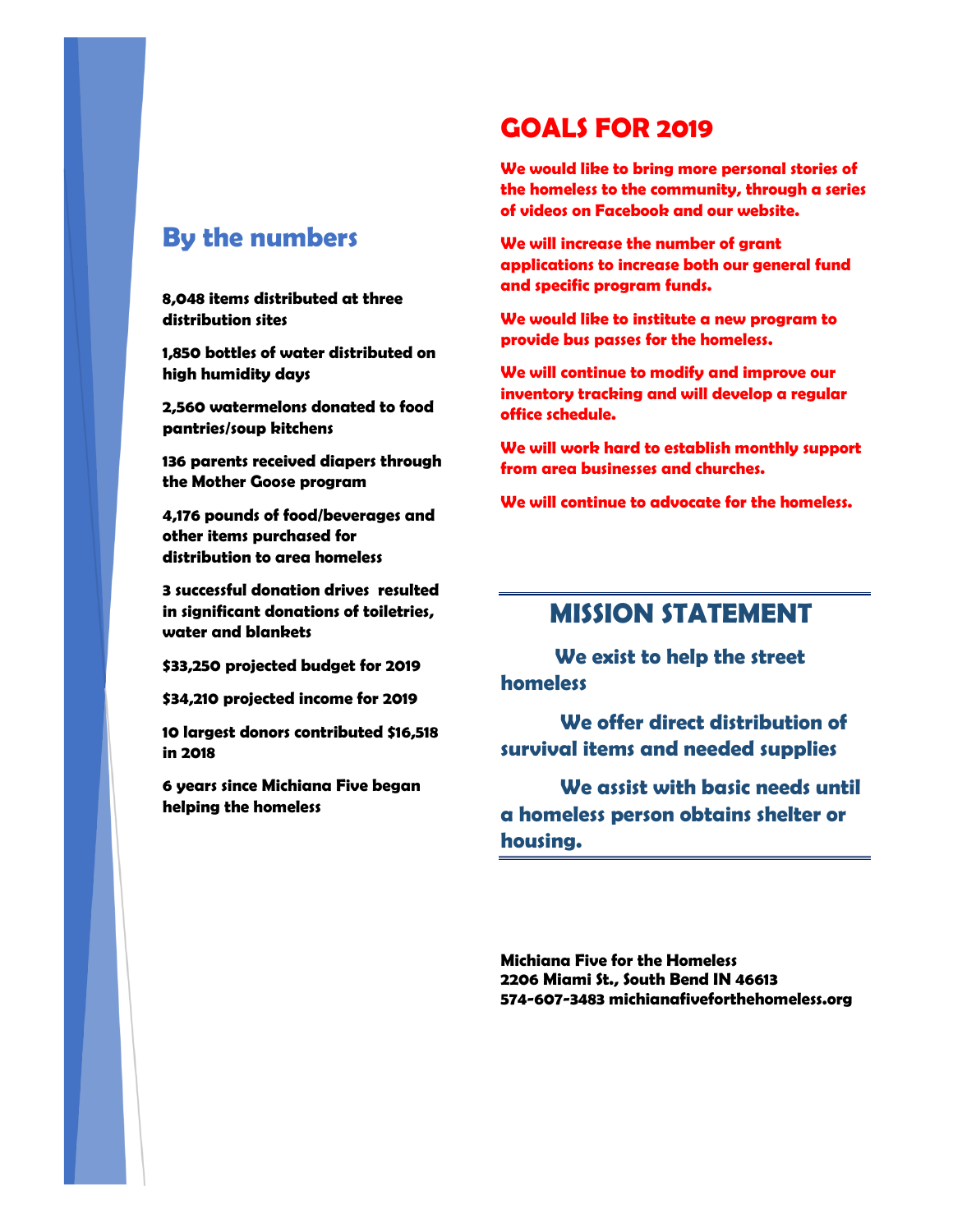## By the numbers

**8,048 items distributed at three distribution sites**

**1,850 bottles of water distributed on high humidity days**

**2,560 watermelons donated to food pantries/soup kitchens**

**136 parents received diapers through the Mother Goose program**

**4,176 pounds of food/beverages and other items purchased for distribution to area homeless**

**3 successful donation drives resulted in significant donations of toiletries, water and blankets**

**$33,250 projected budget for 2019**

**$34,210 projected income for 2019**

**10 largest donors contributed $16,518 in 2018**

**6 years since Michiana Five began helping the homeless**

## GOALS FOR 2019

**We would like to bring more personal stories of the homeless to the community, through a series of videos on Facebook and our website.**

**We will increase the number of grant applications to increase both our general fund and specific program funds.**

**We would like to institute a new program to provide bus passes for the homeless.**

**We will continue to modify and improve our inventory tracking and will develop a regular office schedule.**

**We will work hard to establish monthly support from area businesses and churches.**

**We will continue to advocate for the homeless.**

## MISSION STATEMENT

**We exist to help the street homeless**

**We offer direct distribution of survival items and needed supplies**

**We assist with basic needs until a homeless person obtains shelter or housing.**

**Michiana Five for the Homeless**
**2206 Miami St., South Bend IN 46613**
**574-607-3483 michianafiveforthehomeless.org**